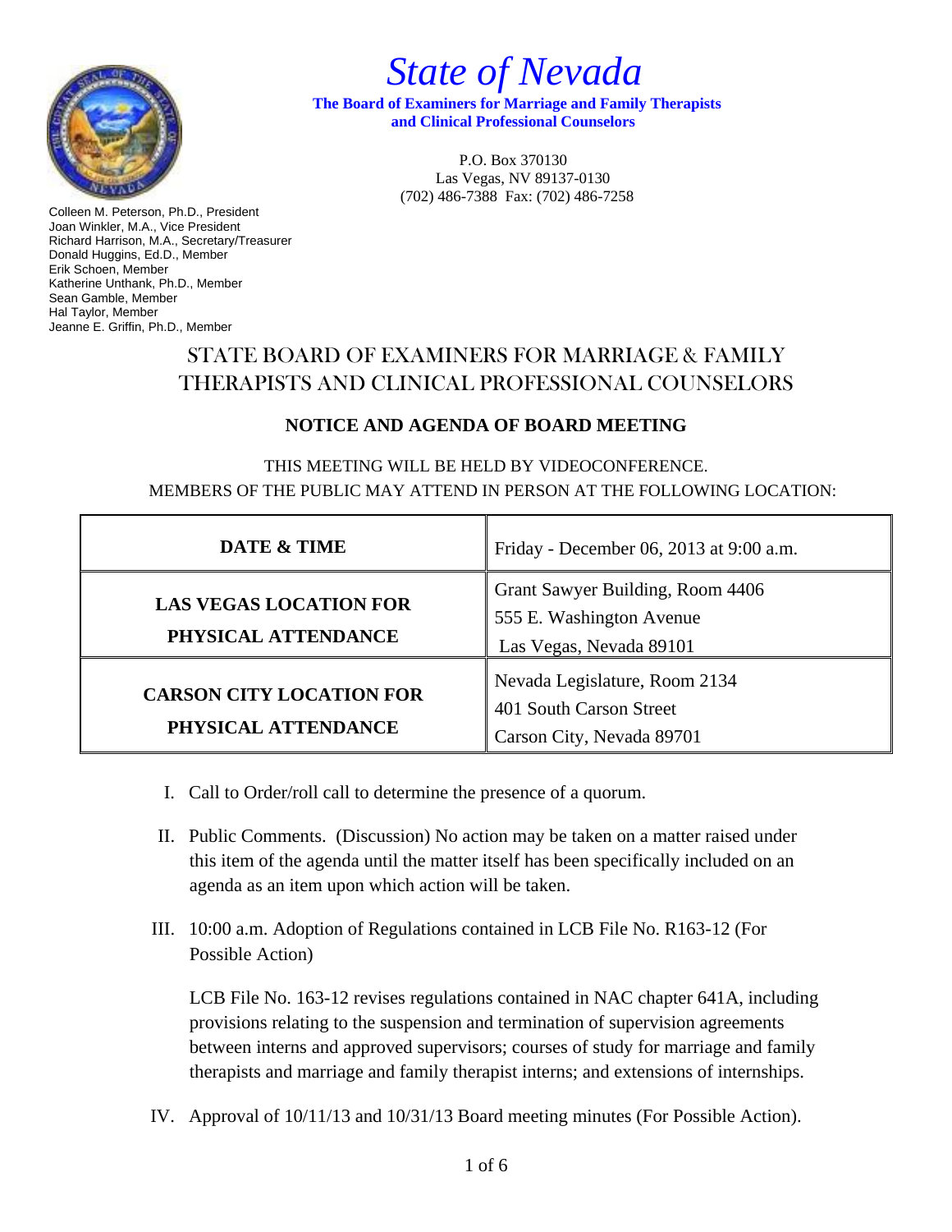# *State of Nevada*

**The Board of Examiners for Marriage and Family Therapists and Clinical Professional Counselors**

P.O. Box 370130
Las Vegas, NV 89137-0130
(702) 486-7388 Fax: (702) 486-7258

Colleen M. Peterson, Ph.D., President
Joan Winkler, M.A., Vice President
Richard Harrison, M.A., Secretary/Treasurer
Donald Huggins, Ed.D., Member
Erik Schoen, Member
Katherine Unthank, Ph.D., Member
Sean Gamble, Member
Hal Taylor, Member
Jeanne E. Griffin, Ph.D., Member

## STATE BOARD OF EXAMINERS FOR MARRIAGE & FAMILY THERAPISTS AND CLINICAL PROFESSIONAL COUNSELORS

### NOTICE AND AGENDA OF BOARD MEETING

THIS MEETING WILL BE HELD BY VIDEOCONFERENCE.
MEMBERS OF THE PUBLIC MAY ATTEND IN PERSON AT THE FOLLOWING LOCATION:

| **DATE & TIME** | Friday - December 06, 2013 at 9:00 a.m. |
|---|---|
| **LAS VEGAS LOCATION FOR PHYSICAL ATTENDANCE** | Grant Sawyer Building, Room 4406<br>555 E. Washington Avenue<br>Las Vegas, Nevada 89101 |
| **CARSON CITY LOCATION FOR PHYSICAL ATTENDANCE** | Nevada Legislature, Room 2134<br>401 South Carson Street<br>Carson City, Nevada 89701 |

I. Call to Order/roll call to determine the presence of a quorum.

II. Public Comments. (Discussion) No action may be taken on a matter raised under this item of the agenda until the matter itself has been specifically included on an agenda as an item upon which action will be taken.

III. 10:00 a.m. Adoption of Regulations contained in LCB File No. R163-12 (For Possible Action)

LCB File No. 163-12 revises regulations contained in NAC chapter 641A, including provisions relating to the suspension and termination of supervision agreements between interns and approved supervisors; courses of study for marriage and family therapists and marriage and family therapist interns; and extensions of internships.

IV. Approval of 10/11/13 and 10/31/13 Board meeting minutes (For Possible Action).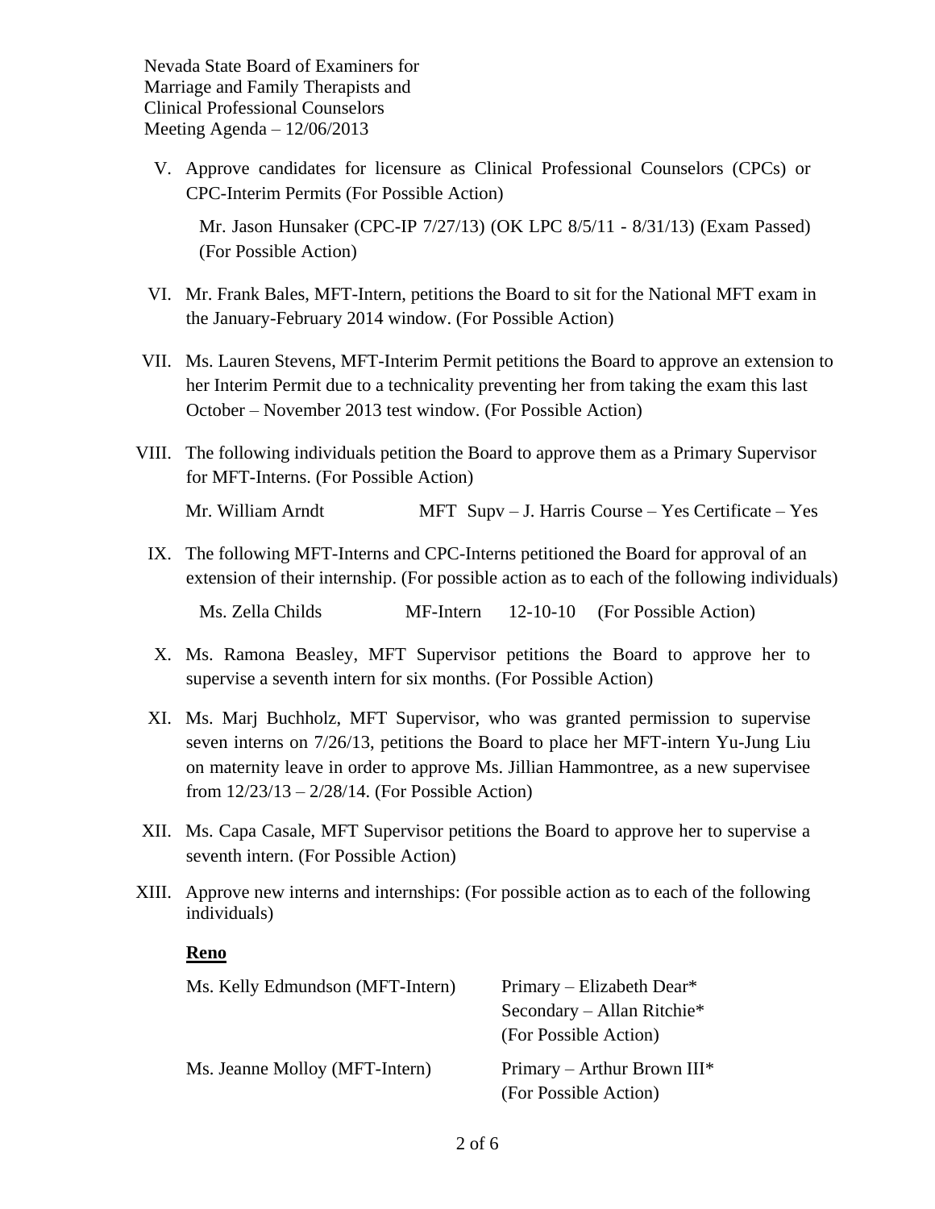Nevada State Board of Examiners for
Marriage and Family Therapists and
Clinical Professional Counselors
Meeting Agenda – 12/06/2013

V. Approve candidates for licensure as Clinical Professional Counselors (CPCs) or CPC-Interim Permits (For Possible Action)

   Mr. Jason Hunsaker (CPC-IP 7/27/13) (OK LPC 8/5/11 - 8/31/13) (Exam Passed) (For Possible Action)

VI. Mr. Frank Bales, MFT-Intern, petitions the Board to sit for the National MFT exam in the January-February 2014 window. (For Possible Action)

VII. Ms. Lauren Stevens, MFT-Interim Permit petitions the Board to approve an extension to her Interim Permit due to a technicality preventing her from taking the exam this last October – November 2013 test window. (For Possible Action)

VIII. The following individuals petition the Board to approve them as a Primary Supervisor for MFT-Interns. (For Possible Action)

   Mr. William Arndt — MFT Supv – J. Harris Course – Yes Certificate – Yes

IX. The following MFT-Interns and CPC-Interns petitioned the Board for approval of an extension of their internship. (For possible action as to each of the following individuals)

   Ms. Zella Childs — MF-Intern — 12-10-10 — (For Possible Action)

X. Ms. Ramona Beasley, MFT Supervisor petitions the Board to approve her to supervise a seventh intern for six months. (For Possible Action)

XI. Ms. Marj Buchholz, MFT Supervisor, who was granted permission to supervise seven interns on 7/26/13, petitions the Board to place her MFT-intern Yu-Jung Liu on maternity leave in order to approve Ms. Jillian Hammontree, as a new supervisee from 12/23/13 – 2/28/14. (For Possible Action)

XII. Ms. Capa Casale, MFT Supervisor petitions the Board to approve her to supervise a seventh intern. (For Possible Action)

XIII. Approve new interns and internships: (For possible action as to each of the following individuals)

**Reno**

| | |
|---|---|
| Ms. Kelly Edmundson (MFT-Intern) | Primary – Elizabeth Dear*<br>Secondary – Allan Ritchie*<br>(For Possible Action) |
| Ms. Jeanne Molloy (MFT-Intern) | Primary – Arthur Brown III*<br>(For Possible Action) |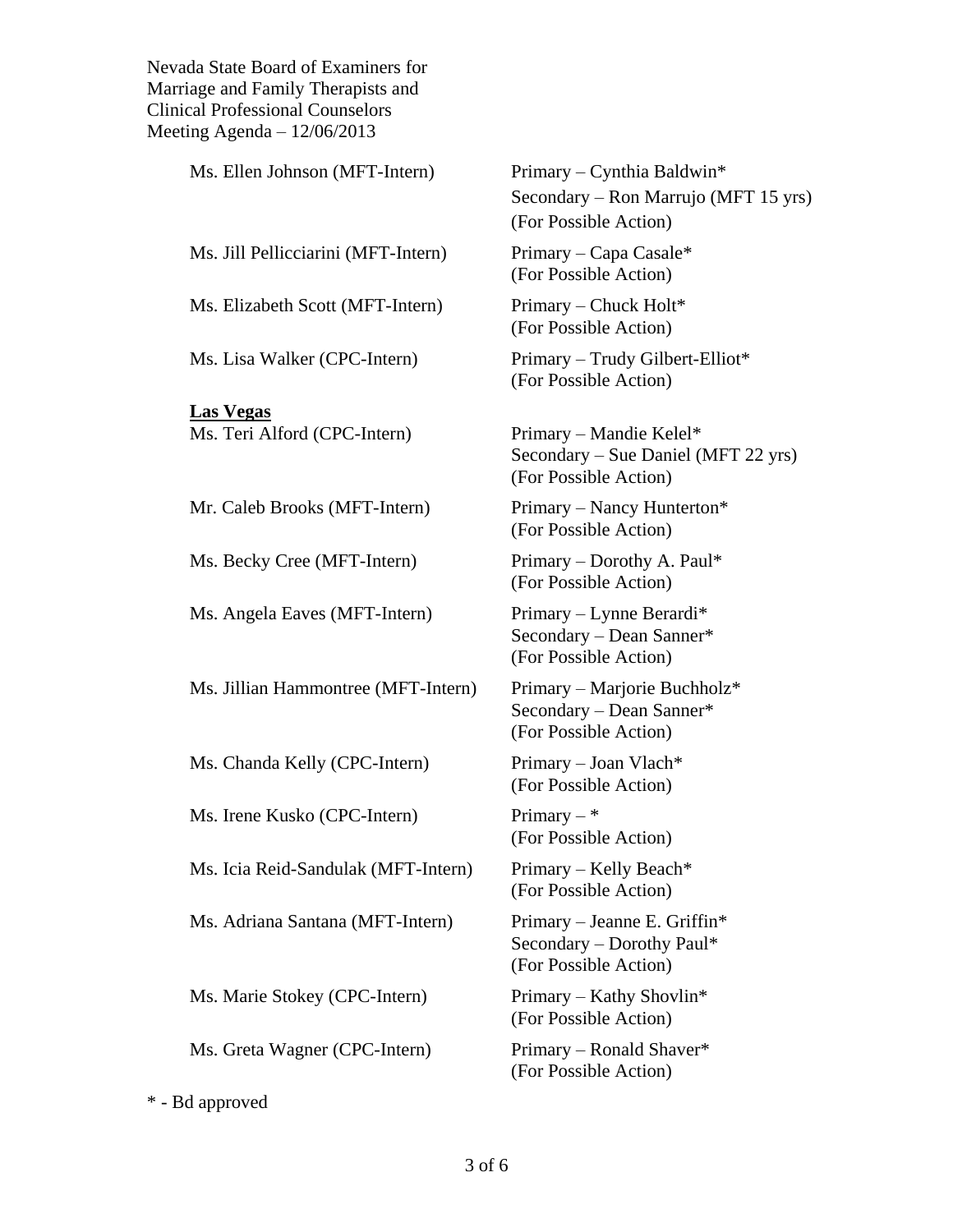Nevada State Board of Examiners for
Marriage and Family Therapists and
Clinical Professional Counselors
Meeting Agenda – 12/06/2013

| | |
|---|---|
| Ms. Ellen Johnson (MFT-Intern) | Primary – Cynthia Baldwin*<br>Secondary – Ron Marrujo (MFT 15 yrs)<br>(For Possible Action) |
| Ms. Jill Pellicciarini (MFT-Intern) | Primary – Capa Casale*<br>(For Possible Action) |
| Ms. Elizabeth Scott (MFT-Intern) | Primary – Chuck Holt*<br>(For Possible Action) |
| Ms. Lisa Walker (CPC-Intern) | Primary – Trudy Gilbert-Elliot*<br>(For Possible Action) |

**Las Vegas**

| | |
|---|---|
| Ms. Teri Alford (CPC-Intern) | Primary – Mandie Kelel*<br>Secondary – Sue Daniel (MFT 22 yrs)<br>(For Possible Action) |
| Mr. Caleb Brooks (MFT-Intern) | Primary – Nancy Hunterton*<br>(For Possible Action) |
| Ms. Becky Cree (MFT-Intern) | Primary – Dorothy A. Paul*<br>(For Possible Action) |
| Ms. Angela Eaves (MFT-Intern) | Primary – Lynne Berardi*<br>Secondary – Dean Sanner*<br>(For Possible Action) |
| Ms. Jillian Hammontree (MFT-Intern) | Primary – Marjorie Buchholz*<br>Secondary – Dean Sanner*<br>(For Possible Action) |
| Ms. Chanda Kelly (CPC-Intern) | Primary – Joan Vlach*<br>(For Possible Action) |
| Ms. Irene Kusko (CPC-Intern) | Primary – *<br>(For Possible Action) |
| Ms. Icia Reid-Sandulak (MFT-Intern) | Primary – Kelly Beach*<br>(For Possible Action) |
| Ms. Adriana Santana (MFT-Intern) | Primary – Jeanne E. Griffin*<br>Secondary – Dorothy Paul*<br>(For Possible Action) |
| Ms. Marie Stokey (CPC-Intern) | Primary – Kathy Shovlin*<br>(For Possible Action) |
| Ms. Greta Wagner (CPC-Intern) | Primary – Ronald Shaver*<br>(For Possible Action) |

* - Bd approved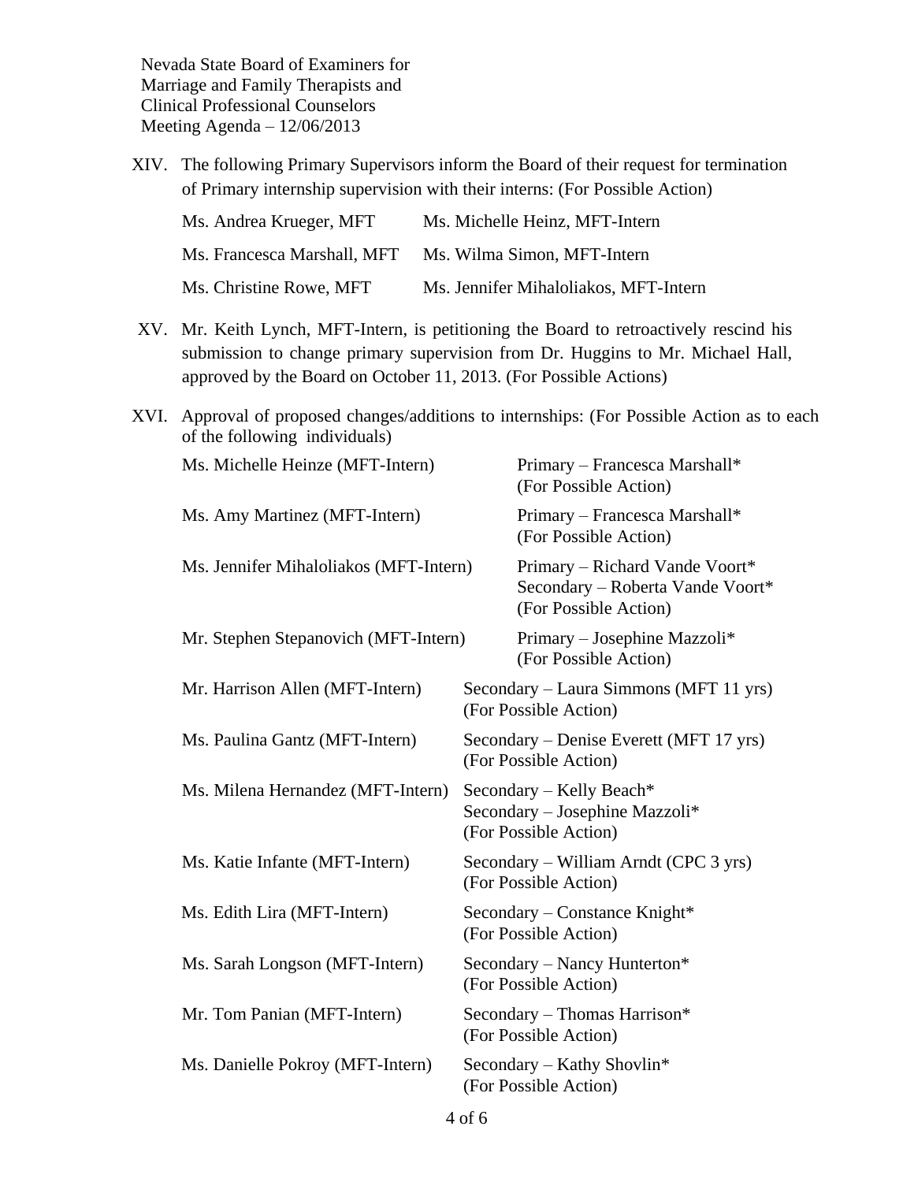Nevada State Board of Examiners for Marriage and Family Therapists and Clinical Professional Counselors
Meeting Agenda – 12/06/2013

XIV. The following Primary Supervisors inform the Board of their request for termination of Primary internship supervision with their interns: (For Possible Action)

| | |
|---|---|
| Ms. Andrea Krueger, MFT | Ms. Michelle Heinz, MFT-Intern |
| Ms. Francesca Marshall, MFT | Ms. Wilma Simon, MFT-Intern |
| Ms. Christine Rowe, MFT | Ms. Jennifer Mihaloliakos, MFT-Intern |

XV. Mr. Keith Lynch, MFT-Intern, is petitioning the Board to retroactively rescind his submission to change primary supervision from Dr. Huggins to Mr. Michael Hall, approved by the Board on October 11, 2013. (For Possible Actions)

XVI. Approval of proposed changes/additions to internships: (For Possible Action as to each of the following individuals)

| | |
|---|---|
| Ms. Michelle Heinze (MFT-Intern) | Primary – Francesca Marshall* (For Possible Action) |
| Ms. Amy Martinez (MFT-Intern) | Primary – Francesca Marshall* (For Possible Action) |
| Ms. Jennifer Mihaloliakos (MFT-Intern) | Primary – Richard Vande Voort* Secondary – Roberta Vande Voort* (For Possible Action) |
| Mr. Stephen Stepanovich (MFT-Intern) | Primary – Josephine Mazzoli* (For Possible Action) |
| Mr. Harrison Allen (MFT-Intern) | Secondary – Laura Simmons (MFT 11 yrs) (For Possible Action) |
| Ms. Paulina Gantz (MFT-Intern) | Secondary – Denise Everett (MFT 17 yrs) (For Possible Action) |
| Ms. Milena Hernandez (MFT-Intern) | Secondary – Kelly Beach* Secondary – Josephine Mazzoli* (For Possible Action) |
| Ms. Katie Infante (MFT-Intern) | Secondary – William Arndt (CPC 3 yrs) (For Possible Action) |
| Ms. Edith Lira (MFT-Intern) | Secondary – Constance Knight* (For Possible Action) |
| Ms. Sarah Longson (MFT-Intern) | Secondary – Nancy Hunterton* (For Possible Action) |
| Mr. Tom Panian (MFT-Intern) | Secondary – Thomas Harrison* (For Possible Action) |
| Ms. Danielle Pokroy (MFT-Intern) | Secondary – Kathy Shovlin* (For Possible Action) |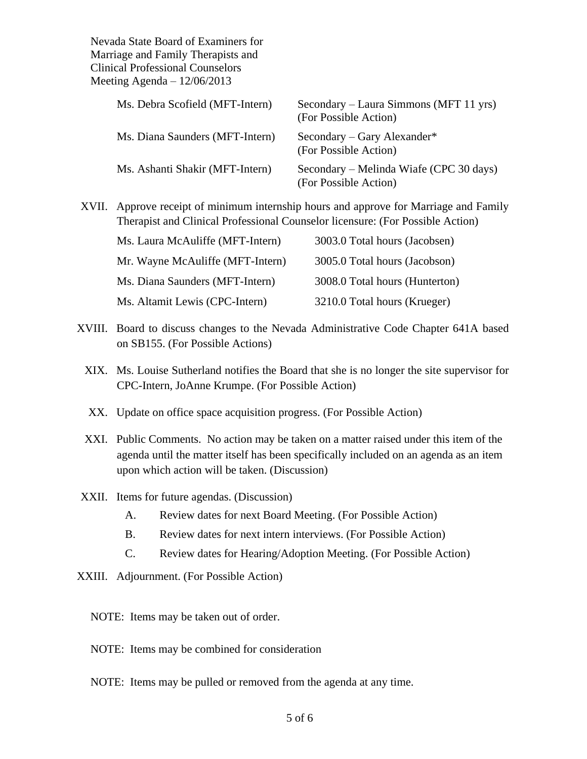Nevada State Board of Examiners for
Marriage and Family Therapists and
Clinical Professional Counselors
Meeting Agenda – 12/06/2013

| | |
|---|---|
| Ms. Debra Scofield (MFT-Intern) | Secondary – Laura Simmons (MFT 11 yrs) (For Possible Action) |
| Ms. Diana Saunders (MFT-Intern) | Secondary – Gary Alexander* (For Possible Action) |
| Ms. Ashanti Shakir (MFT-Intern) | Secondary – Melinda Wiafe (CPC 30 days) (For Possible Action) |

XVII. Approve receipt of minimum internship hours and approve for Marriage and Family Therapist and Clinical Professional Counselor licensure: (For Possible Action)

| | |
|---|---|
| Ms. Laura McAuliffe (MFT-Intern) | 3003.0 Total hours (Jacobsen) |
| Mr. Wayne McAuliffe (MFT-Intern) | 3005.0 Total hours (Jacobson) |
| Ms. Diana Saunders (MFT-Intern) | 3008.0 Total hours (Hunterton) |
| Ms. Altamit Lewis (CPC-Intern) | 3210.0 Total hours (Krueger) |

XVIII. Board to discuss changes to the Nevada Administrative Code Chapter 641A based on SB155. (For Possible Actions)

XIX. Ms. Louise Sutherland notifies the Board that she is no longer the site supervisor for CPC-Intern, JoAnne Krumpe. (For Possible Action)

XX. Update on office space acquisition progress. (For Possible Action)

XXI. Public Comments. No action may be taken on a matter raised under this item of the agenda until the matter itself has been specifically included on an agenda as an item upon which action will be taken. (Discussion)

XXII. Items for future agendas. (Discussion)

A. Review dates for next Board Meeting. (For Possible Action)

B. Review dates for next intern interviews. (For Possible Action)

C. Review dates for Hearing/Adoption Meeting. (For Possible Action)

XXIII. Adjournment. (For Possible Action)

NOTE: Items may be taken out of order.

NOTE: Items may be combined for consideration

NOTE: Items may be pulled or removed from the agenda at any time.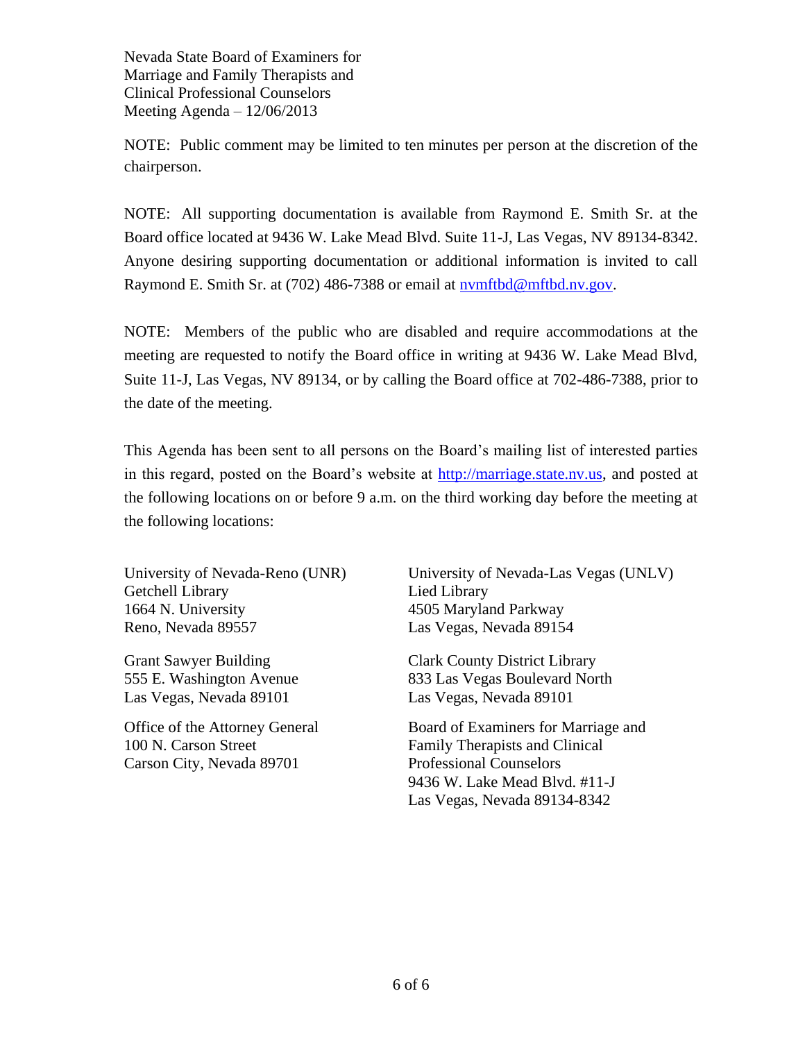Nevada State Board of Examiners for
Marriage and Family Therapists and
Clinical Professional Counselors
Meeting Agenda – 12/06/2013

NOTE: Public comment may be limited to ten minutes per person at the discretion of the chairperson.

NOTE: All supporting documentation is available from Raymond E. Smith Sr. at the Board office located at 9436 W. Lake Mead Blvd. Suite 11-J, Las Vegas, NV 89134-8342. Anyone desiring supporting documentation or additional information is invited to call Raymond E. Smith Sr. at (702) 486-7388 or email at nvmftbd@mftbd.nv.gov.

NOTE: Members of the public who are disabled and require accommodations at the meeting are requested to notify the Board office in writing at 9436 W. Lake Mead Blvd, Suite 11-J, Las Vegas, NV 89134, or by calling the Board office at 702-486-7388, prior to the date of the meeting.

This Agenda has been sent to all persons on the Board's mailing list of interested parties in this regard, posted on the Board's website at http://marriage.state.nv.us, and posted at the following locations on or before 9 a.m. on the third working day before the meeting at the following locations:

University of Nevada-Reno (UNR)
Getchell Library
1664 N. University
Reno, Nevada 89557

University of Nevada-Las Vegas (UNLV)
Lied Library
4505 Maryland Parkway
Las Vegas, Nevada 89154

Grant Sawyer Building
555 E. Washington Avenue
Las Vegas, Nevada 89101

Clark County District Library
833 Las Vegas Boulevard North
Las Vegas, Nevada 89101

Office of the Attorney General
100 N. Carson Street
Carson City, Nevada 89701

Board of Examiners for Marriage and
Family Therapists and Clinical
Professional Counselors
9436 W. Lake Mead Blvd. #11-J
Las Vegas, Nevada 89134-8342